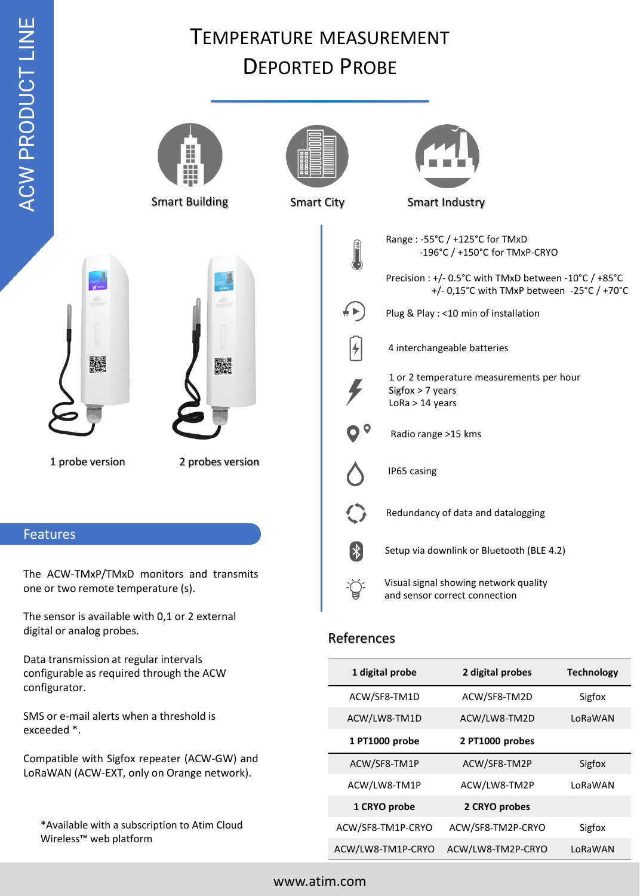# TEMPERATURE MEASUREMENT DEPORTED PROBE

ACW PRODUCT LINE

Smart Building

Smart City

Smart Industry

1 probe version

2 probes version

Range : -55°C / +125°C for TMxD
-196°C / +150°C for TMxP-CRYO

Precision : +/- 0.5°C with TMxD between -10°C / +85°C
+/- 0,15°C with TMxP between -25°C / +70°C

Plug & Play : <10 min of installation

4 interchangeable batteries

1 or 2 temperature measurements per hour
Sigfox > 7 years
LoRa > 14 years

Radio range >15 kms

IP65 casing

Redundancy of data and datalogging

Setup via downlink or Bluetooth (BLE 4.2)

Visual signal showing network quality
and sensor correct connection

## Features

The ACW-TMxP/TMxD monitors and transmits one or two remote temperature (s).

The sensor is available with 0,1 or 2 external digital or analog probes.

Data transmission at regular intervals configurable as required through the ACW configurator.

SMS or e-mail alerts when a threshold is exceeded *.

Compatible with Sigfox repeater (ACW-GW) and LoRaWAN (ACW-EXT, only on Orange network).

*Available with a subscription to Atim Cloud Wireless™ web platform

## References

| 1 digital probe | 2 digital probes | Technology |
|---|---|---|
| ACW/SF8-TM1D | ACW/SF8-TM2D | Sigfox |
| ACW/LW8-TM1D | ACW/LW8-TM2D | LoRaWAN |
| **1 PT1000 probe** | **2 PT1000 probes** | |
| ACW/SF8-TM1P | ACW/SF8-TM2P | Sigfox |
| ACW/LW8-TM1P | ACW/LW8-TM2P | LoRaWAN |
| **1 CRYO probe** | **2 CRYO probes** | |
| ACW/SF8-TM1P-CRYO | ACW/SF8-TM2P-CRYO | Sigfox |
| ACW/LW8-TM1P-CRYO | ACW/LW8-TM2P-CRYO | LoRaWAN |

www.atim.com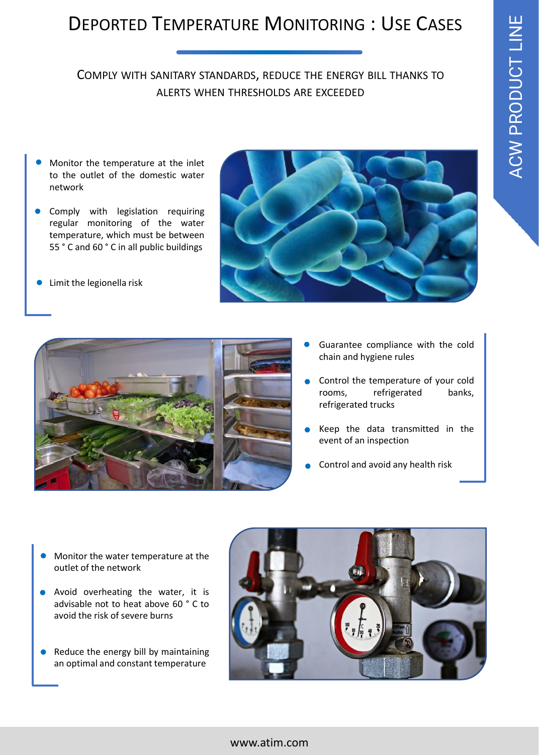# Deported Temperature Monitoring : Use Cases

ACW PRODUCT LINE

## Comply with sanitary standards, reduce the energy bill thanks to alerts when thresholds are exceeded

- Monitor the temperature at the inlet to the outlet of the domestic water network
- Comply with legislation requiring regular monitoring of the water temperature, which must be between 55 ° C and 60 ° C in all public buildings
- Limit the legionella risk

- Guarantee compliance with the cold chain and hygiene rules
- Control the temperature of your cold rooms, refrigerated banks, refrigerated trucks
- Keep the data transmitted in the event of an inspection
- Control and avoid any health risk

- Monitor the water temperature at the outlet of the network
- Avoid overheating the water, it is advisable not to heat above 60 ° C to avoid the risk of severe burns
- Reduce the energy bill by maintaining an optimal and constant temperature

www.atim.com